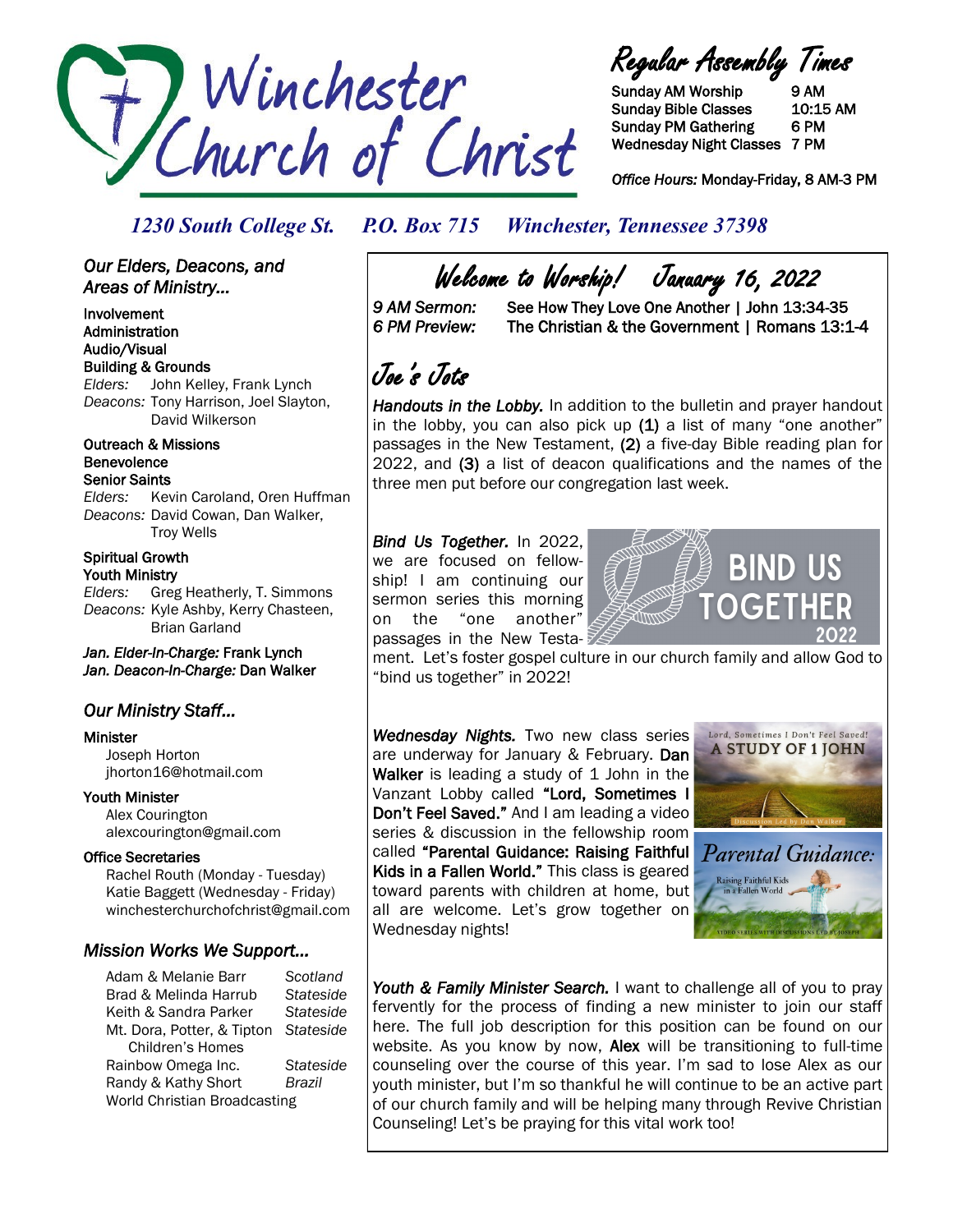# Winchester Church of Christ

## Regular Assembly Times

Sunday AM Worship 9 AM
Sunday Bible Classes 10:15 AM
Sunday PM Gathering 6 PM
Wednesday Night Classes 7 PM

*Office Hours:* Monday-Friday, 8 AM-3 PM

*1230 South College St. P.O. Box 715 Winchester, Tennessee 37398*

## Welcome to Worship! January 16, 2022

*9 AM Sermon:* See How They Love One Another | John 13:34-35
*6 PM Preview:* The Christian & the Government | Romans 13:1-4

## Joe's Jots

***Handouts in the Lobby.*** In addition to the bulletin and prayer handout in the lobby, you can also pick up **(1)** a list of many "one another" passages in the New Testament, **(2)** a five-day Bible reading plan for 2022, and **(3)** a list of deacon qualifications and the names of the three men put before our congregation last week.

***Bind Us Together.*** In 2022, we are focused on fellowship! I am continuing our sermon series this morning on the "one another" passages in the New Testament. Let's foster gospel culture in our church family and allow God to "bind us together" in 2022!

BIND US TOGETHER 2022

***Wednesday Nights.*** Two new class series are underway for January & February. **Dan Walker** is leading a study of 1 John in the Vanzant Lobby called **"Lord, Sometimes I Don't Feel Saved."** And I am leading a video series & discussion in the fellowship room called **"Parental Guidance: Raising Faithful Kids in a Fallen World."** This class is geared toward parents with children at home, but all are welcome. Let's grow together on Wednesday nights!

Lord, Sometimes I Don't Feel Saved! A STUDY OF 1 JOHN — Discussion Led by Dan Walker

Parental Guidance: Raising Faithful Kids in a Fallen World — VIDEO SERIES WITH DISCUSSIONS LED BY JOSEPH

***Youth & Family Minister Search.*** I want to challenge all of you to pray fervently for the process of finding a new minister to join our staff here. The full job description for this position can be found on our website. As you know by now, **Alex** will be transitioning to full-time counseling over the course of this year. I'm sad to lose Alex as our youth minister, but I'm so thankful he will continue to be an active part of our church family and will be helping many through Revive Christian Counseling! Let's be praying for this vital work too!

### *Our Elders, Deacons, and Areas of Ministry...*

**Involvement**
**Administration**
**Audio/Visual**
**Building & Grounds**
*Elders:* John Kelley, Frank Lynch
*Deacons:* Tony Harrison, Joel Slayton, David Wilkerson

**Outreach & Missions**
**Benevolence**
**Senior Saints**
*Elders:* Kevin Caroland, Oren Huffman
*Deacons:* David Cowan, Dan Walker, Troy Wells

**Spiritual Growth**
**Youth Ministry**
*Elders:* Greg Heatherly, T. Simmons
*Deacons:* Kyle Ashby, Kerry Chasteen, Brian Garland

***Jan. Elder-In-Charge:*** **Frank Lynch**
***Jan. Deacon-In-Charge:*** **Dan Walker**

### *Our Ministry Staff...*

**Minister**
Joseph Horton
jhorton16@hotmail.com

**Youth Minister**
Alex Courington
alexcourington@gmail.com

**Office Secretaries**
Rachel Routh (Monday - Tuesday)
Katie Baggett (Wednesday - Friday)
winchesterchurchofchrist@gmail.com

### *Mission Works We Support...*

| | |
|---|---|
| Adam & Melanie Barr | *Scotland* |
| Brad & Melinda Harrub | *Stateside* |
| Keith & Sandra Parker | *Stateside* |
| Mt. Dora, Potter, & Tipton Children's Homes | *Stateside* |
| Rainbow Omega Inc. | *Stateside* |
| Randy & Kathy Short | *Brazil* |
| World Christian Broadcasting | |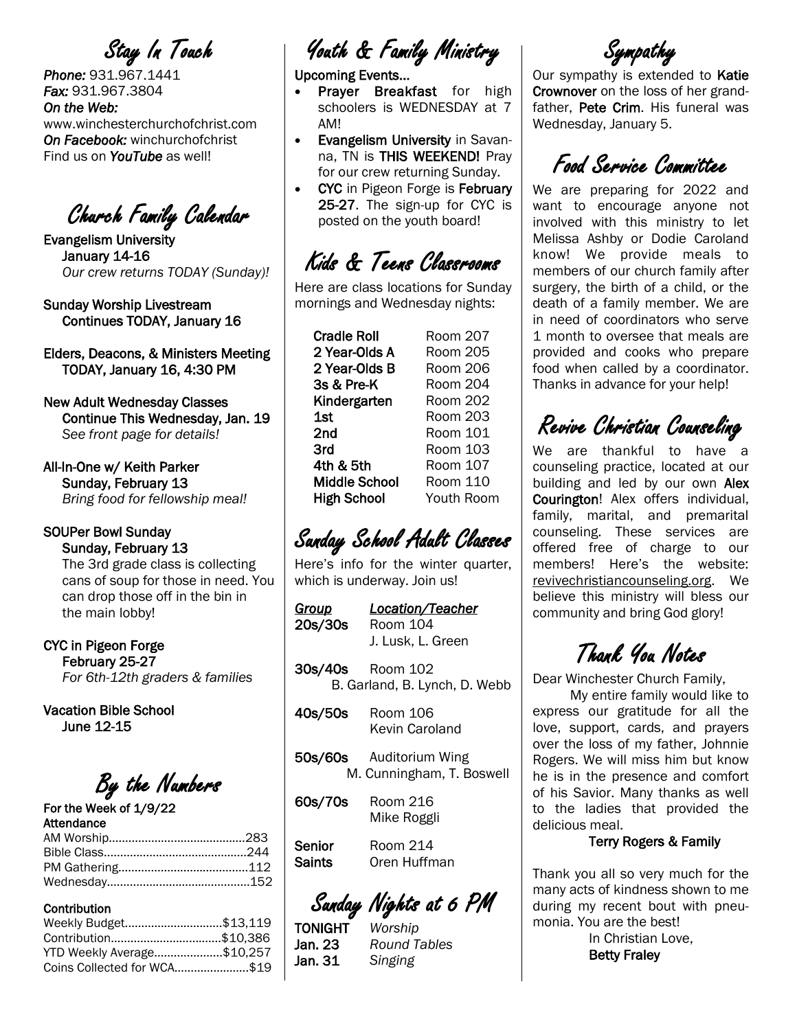## Stay In Touch

*Phone:* 931.967.1441
*Fax:* 931.967.3804
*On the Web:*
www.winchesterchurchofchrist.com
*On Facebook:* winchurchofchrist
Find us on *YouTube* as well!

## Church Family Calendar

**Evangelism University**
**January 14-16**
*Our crew returns TODAY (Sunday)!*

**Sunday Worship Livestream**
**Continues TODAY, January 16**

**Elders, Deacons, & Ministers Meeting**
**TODAY, January 16, 4:30 PM**

**New Adult Wednesday Classes**
**Continue This Wednesday, Jan. 19**
*See front page for details!*

**All-In-One w/ Keith Parker**
**Sunday, February 13**
*Bring food for fellowship meal!*

**SOUPer Bowl Sunday**
**Sunday, February 13**
The 3rd grade class is collecting cans of soup for those in need. You can drop those off in the bin in the main lobby!

**CYC in Pigeon Forge**
**February 25-27**
*For 6th-12th graders & families*

**Vacation Bible School**
**June 12-15**

## By the Numbers

**For the Week of 1/9/22**

**Attendance**

| | |
|---|---|
| AM Worship | 283 |
| Bible Class | 244 |
| PM Gathering | 112 |
| Wednesday | 152 |

**Contribution**

| | |
|---|---|
| Weekly Budget | $13,119 |
| Contribution | $10,386 |
| YTD Weekly Average | $10,257 |
| Coins Collected for WCA | $19 |

## Youth & Family Ministry

**Upcoming Events…**

- **Prayer Breakfast** for high schoolers is WEDNESDAY at 7 AM!
- **Evangelism University** in Savanna, TN is **THIS WEEKEND!** Pray for our crew returning Sunday.
- **CYC** in Pigeon Forge is **February 25-27**. The sign-up for CYC is posted on the youth board!

## Kids & Teens Classrooms

Here are class locations for Sunday mornings and Wednesday nights:

| | |
|---|---|
| **Cradle Roll** | Room 207 |
| **2 Year-Olds A** | Room 205 |
| **2 Year-Olds B** | Room 206 |
| **3s & Pre-K** | Room 204 |
| **Kindergarten** | Room 202 |
| **1st** | Room 203 |
| **2nd** | Room 101 |
| **3rd** | Room 103 |
| **4th & 5th** | Room 107 |
| **Middle School** | Room 110 |
| **High School** | Youth Room |

## Sunday School Adult Classes

Here's info for the winter quarter, which is underway. Join us!

| *Group* | *Location/Teacher* |
|---|---|
| **20s/30s** | Room 104, J. Lusk, L. Green |
| **30s/40s** | Room 102, B. Garland, B. Lynch, D. Webb |
| **40s/50s** | Room 106, Kevin Caroland |
| **50s/60s** | Auditorium Wing, M. Cunningham, T. Boswell |
| **60s/70s** | Room 216, Mike Roggli |
| **Senior Saints** | Room 214, Oren Huffman |

## Sunday Nights at 6 PM

| | |
|---|---|
| **TONIGHT** | *Worship* |
| **Jan. 23** | *Round Tables* |
| **Jan. 31** | *Singing* |

## Sympathy

Our sympathy is extended to **Katie Crownover** on the loss of her grandfather, **Pete Crim**. His funeral was Wednesday, January 5.

## Food Service Committee

We are preparing for 2022 and want to encourage anyone not involved with this ministry to let Melissa Ashby or Dodie Caroland know! We provide meals to members of our church family after surgery, the birth of a child, or the death of a family member. We are in need of coordinators who serve 1 month to oversee that meals are provided and cooks who prepare food when called by a coordinator. Thanks in advance for your help!

## Revive Christian Counseling

We are thankful to have a counseling practice, located at our building and led by our own **Alex Courington**! Alex offers individual, family, marital, and premarital counseling. These services are offered free of charge to our members! Here's the website: revivechristiancounseling.org. We believe this ministry will bless our community and bring God glory!

## Thank You Notes

Dear Winchester Church Family,

My entire family would like to express our gratitude for all the love, support, cards, and prayers over the loss of my father, Johnnie Rogers. We will miss him but know he is in the presence and comfort of his Savior. Many thanks as well to the ladies that provided the delicious meal.

**Terry Rogers & Family**

Thank you all so very much for the many acts of kindness shown to me during my recent bout with pneumonia. You are the best!

In Christian Love,
**Betty Fraley**